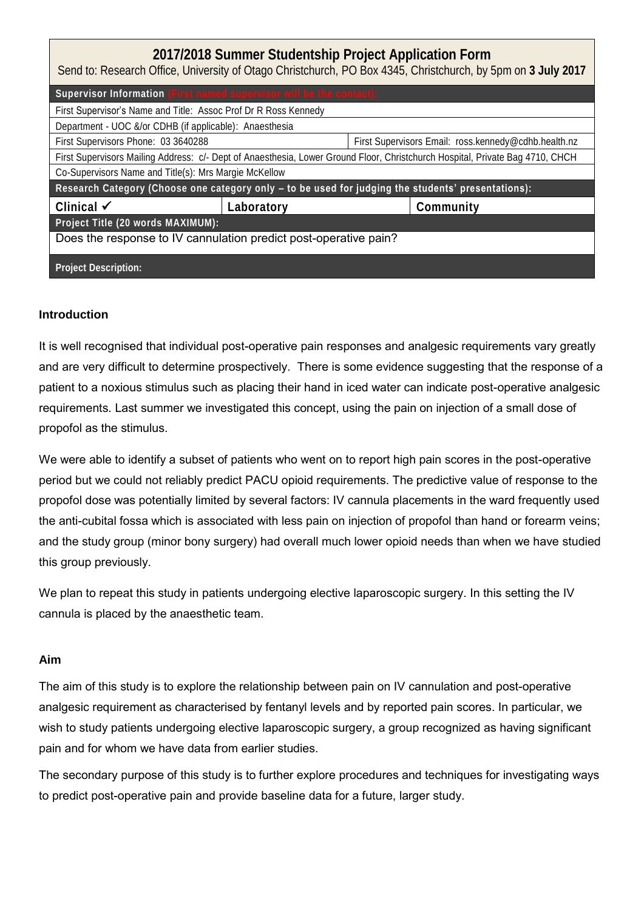## 2017/2018 Summer Studentship Project Application Form

Send to: Research Office, University of Otago Christchurch, PO Box 4345, Christchurch, by 5pm on **3 July 2017**

| **Supervisor Information** (First named supervisor will be the contact): | | |
|---|---|---|
| First Supervisor's Name and Title: Assoc Prof Dr R Ross Kennedy | | |
| Department - UOC &/or CDHB (if applicable): Anaesthesia | | |
| First Supervisors Phone: 03 3640288 | | First Supervisors Email: ross.kennedy@cdhb.health.nz |
| First Supervisors Mailing Address: c/- Dept of Anaesthesia, Lower Ground Floor, Christchurch Hospital, Private Bag 4710, CHCH | | |
| Co-Supervisors Name and Title(s): Mrs Margie McKellow | | |
| **Research Category (Choose one category only – to be used for judging the students' presentations):** | | |
| Clinical ✓ | Laboratory | Community |
| **Project Title (20 words MAXIMUM):** | | |
| Does the response to IV cannulation predict post-operative pain? | | |
| **Project Description:** | | |

### Introduction

It is well recognised that individual post-operative pain responses and analgesic requirements vary greatly and are very difficult to determine prospectively. There is some evidence suggesting that the response of a patient to a noxious stimulus such as placing their hand in iced water can indicate post-operative analgesic requirements. Last summer we investigated this concept, using the pain on injection of a small dose of propofol as the stimulus.

We were able to identify a subset of patients who went on to report high pain scores in the post-operative period but we could not reliably predict PACU opioid requirements. The predictive value of response to the propofol dose was potentially limited by several factors: IV cannula placements in the ward frequently used the anti-cubital fossa which is associated with less pain on injection of propofol than hand or forearm veins; and the study group (minor bony surgery) had overall much lower opioid needs than when we have studied this group previously.

We plan to repeat this study in patients undergoing elective laparoscopic surgery. In this setting the IV cannula is placed by the anaesthetic team.

### Aim

The aim of this study is to explore the relationship between pain on IV cannulation and post-operative analgesic requirement as characterised by fentanyl levels and by reported pain scores. In particular, we wish to study patients undergoing elective laparoscopic surgery, a group recognized as having significant pain and for whom we have data from earlier studies.

The secondary purpose of this study is to further explore procedures and techniques for investigating ways to predict post-operative pain and provide baseline data for a future, larger study.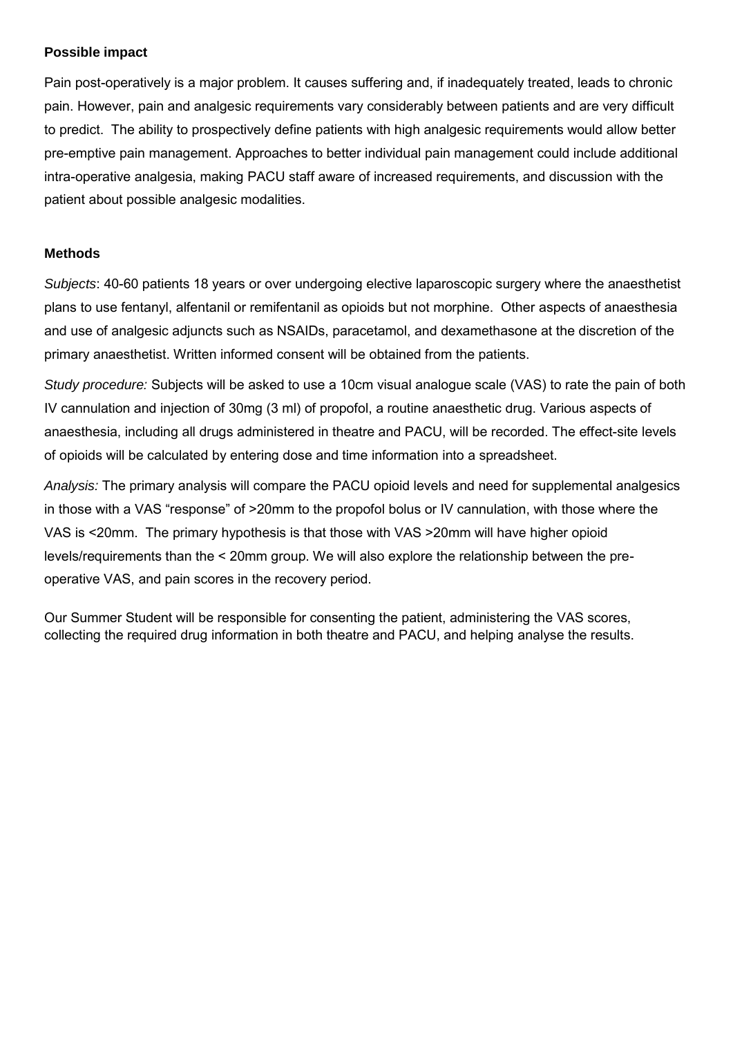### Possible impact

Pain post-operatively is a major problem. It causes suffering and, if inadequately treated, leads to chronic pain. However, pain and analgesic requirements vary considerably between patients and are very difficult to predict. The ability to prospectively define patients with high analgesic requirements would allow better pre-emptive pain management. Approaches to better individual pain management could include additional intra-operative analgesia, making PACU staff aware of increased requirements, and discussion with the patient about possible analgesic modalities.

### Methods

*Subjects*: 40-60 patients 18 years or over undergoing elective laparoscopic surgery where the anaesthetist plans to use fentanyl, alfentanil or remifentanil as opioids but not morphine. Other aspects of anaesthesia and use of analgesic adjuncts such as NSAIDs, paracetamol, and dexamethasone at the discretion of the primary anaesthetist. Written informed consent will be obtained from the patients.

*Study procedure:* Subjects will be asked to use a 10cm visual analogue scale (VAS) to rate the pain of both IV cannulation and injection of 30mg (3 ml) of propofol, a routine anaesthetic drug. Various aspects of anaesthesia, including all drugs administered in theatre and PACU, will be recorded. The effect-site levels of opioids will be calculated by entering dose and time information into a spreadsheet.

*Analysis:* The primary analysis will compare the PACU opioid levels and need for supplemental analgesics in those with a VAS "response" of >20mm to the propofol bolus or IV cannulation, with those where the VAS is <20mm. The primary hypothesis is that those with VAS >20mm will have higher opioid levels/requirements than the < 20mm group. We will also explore the relationship between the pre-operative VAS, and pain scores in the recovery period.

Our Summer Student will be responsible for consenting the patient, administering the VAS scores, collecting the required drug information in both theatre and PACU, and helping analyse the results.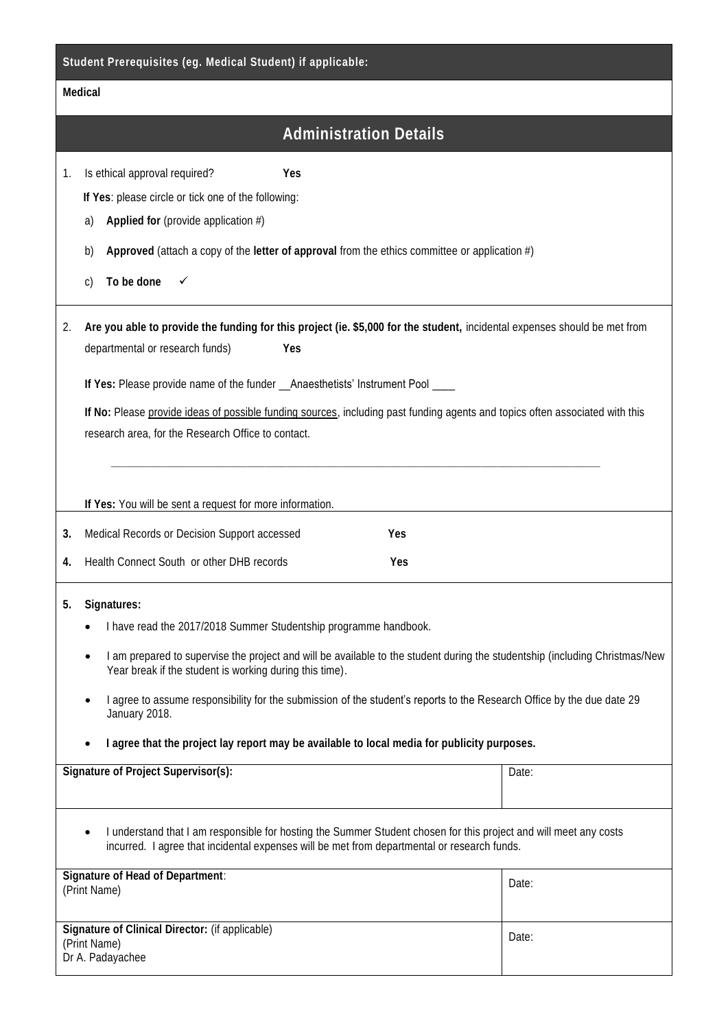**Student Prerequisites (eg. Medical Student) if applicable:**

**Medical**

## Administration Details

1. Is ethical approval required? **Yes**

   **If Yes**: please circle or tick one of the following:

   a) **Applied for** (provide application #)

   b) **Approved** (attach a copy of the **letter of approval** from the ethics committee or application #)

   c) **To be done** ✓

2. **Are you able to provide the funding for this project (ie. $5,000 for the student,** incidental expenses should be met from departmental or research funds) **Yes**

   **If Yes:** Please provide name of the funder __Anaesthetists' Instrument Pool ____

   **If No:** Please provide ideas of possible funding sources, including past funding agents and topics often associated with this research area, for the Research Office to contact.

   ________________________________________________________________________________

   **If Yes:** You will be sent a request for more information.

3. Medical Records or Decision Support accessed **Yes**

4. Health Connect South or other DHB records **Yes**

5. **Signatures:**

   - I have read the 2017/2018 Summer Studentship programme handbook.
   - I am prepared to supervise the project and will be available to the student during the studentship (including Christmas/New Year break if the student is working during this time).
   - I agree to assume responsibility for the submission of the student's reports to the Research Office by the due date 29 January 2018.
   - **I agree that the project lay report may be available to local media for publicity purposes.**

| | |
|---|---|
| **Signature of Project Supervisor(s):** | Date: |

- I understand that I am responsible for hosting the Summer Student chosen for this project and will meet any costs incurred. I agree that incidental expenses will be met from departmental or research funds.

| | |
|---|---|
| **Signature of Head of Department**:<br>(Print Name) | Date: |
| **Signature of Clinical Director:** (if applicable)<br>(Print Name)<br>Dr A. Padayachee | Date: |